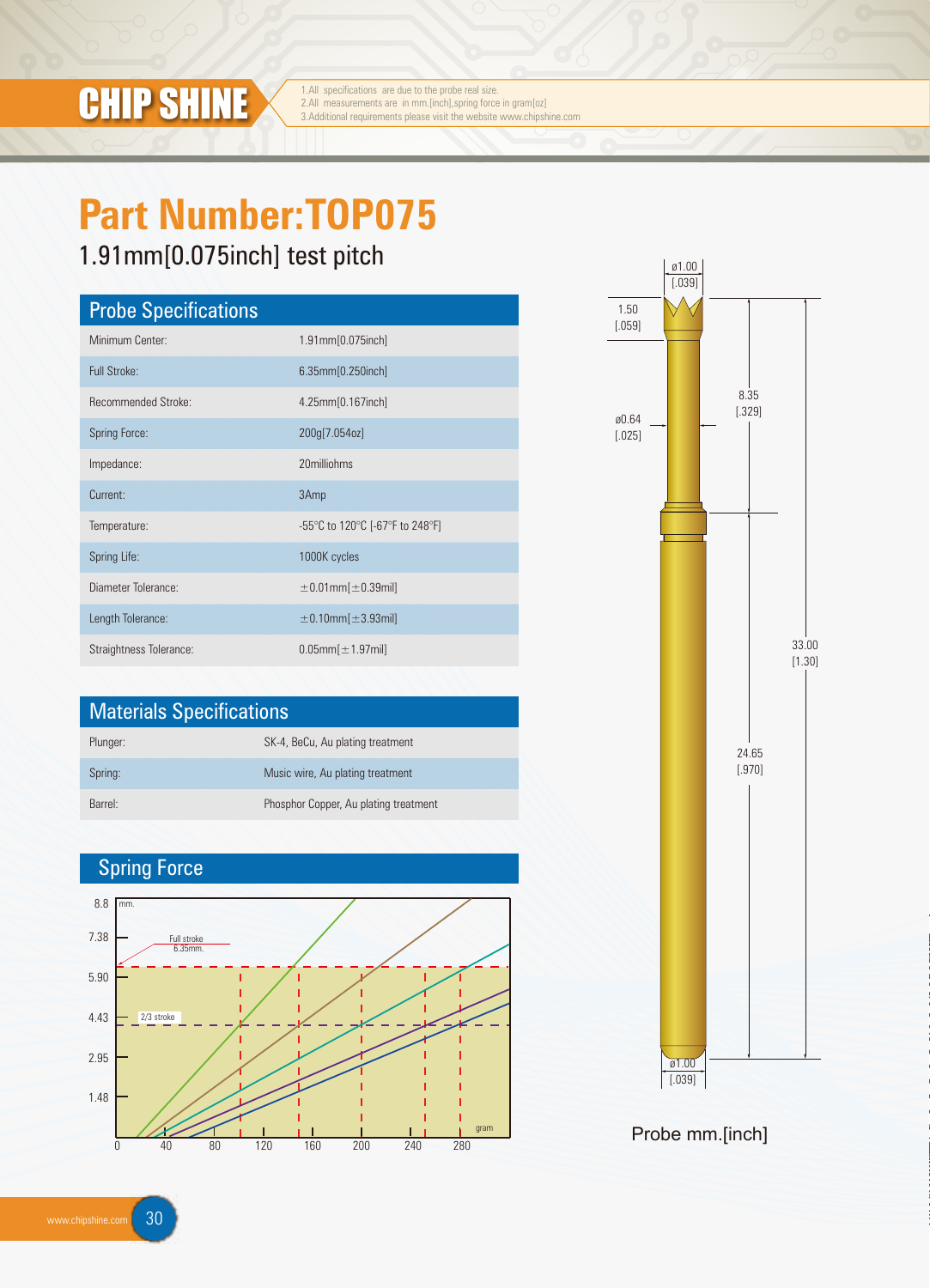# CHIP SHINE

1.All specifications are due to the probe real size.
2.All measurements are in mm.[inch],spring force in gram[oz]
3.Additional requirements please visit the website www.chipshine.com

# Part Number:TOP075

## 1.91mm[0.075inch] test pitch

## Probe Specifications

| | |
|---|---|
| Minimum Center: | 1.91mm[0.075inch] |
| Full Stroke: | 6.35mm[0.250inch] |
| Recommended Stroke: | 4.25mm[0.167inch] |
| Spring Force: | 200g[7.054oz] |
| Impedance: | 20milliohms |
| Current: | 3Amp |
| Temperature: | -55°C to 120°C [-67°F to 248°F] |
| Spring Life: | 1000K cycles |
| Diameter Tolerance: | ±0.01mm[±0.39mil] |
| Length Tolerance: | ±0.10mm[±3.93mil] |
| Straightness Tolerance: | 0.05mm[±1.97mil] |

## Materials Specifications

| | |
|---|---|
| Plunger: | SK-4, BeCu, Au plating treatment |
| Spring: | Music wire, Au plating treatment |
| Barrel: | Phosphor Copper, Au plating treatment |

## Spring Force

mm. axis: 8.8, 7.38, 5.90, 4.43, 2.95, 1.48
gram axis: 0, 40, 80, 120, 160, 200, 240, 280

Full stroke 6.35mm.
2/3 stroke

Probe dimensions: ø1.00 [.039]; 1.50 [.059]; ø0.64 [.025]; 8.35 [.329]; 24.65 [.970]; 33.00 [1.30]; ø1.00 [.039]

Probe mm.[inch]

www.chipshine.com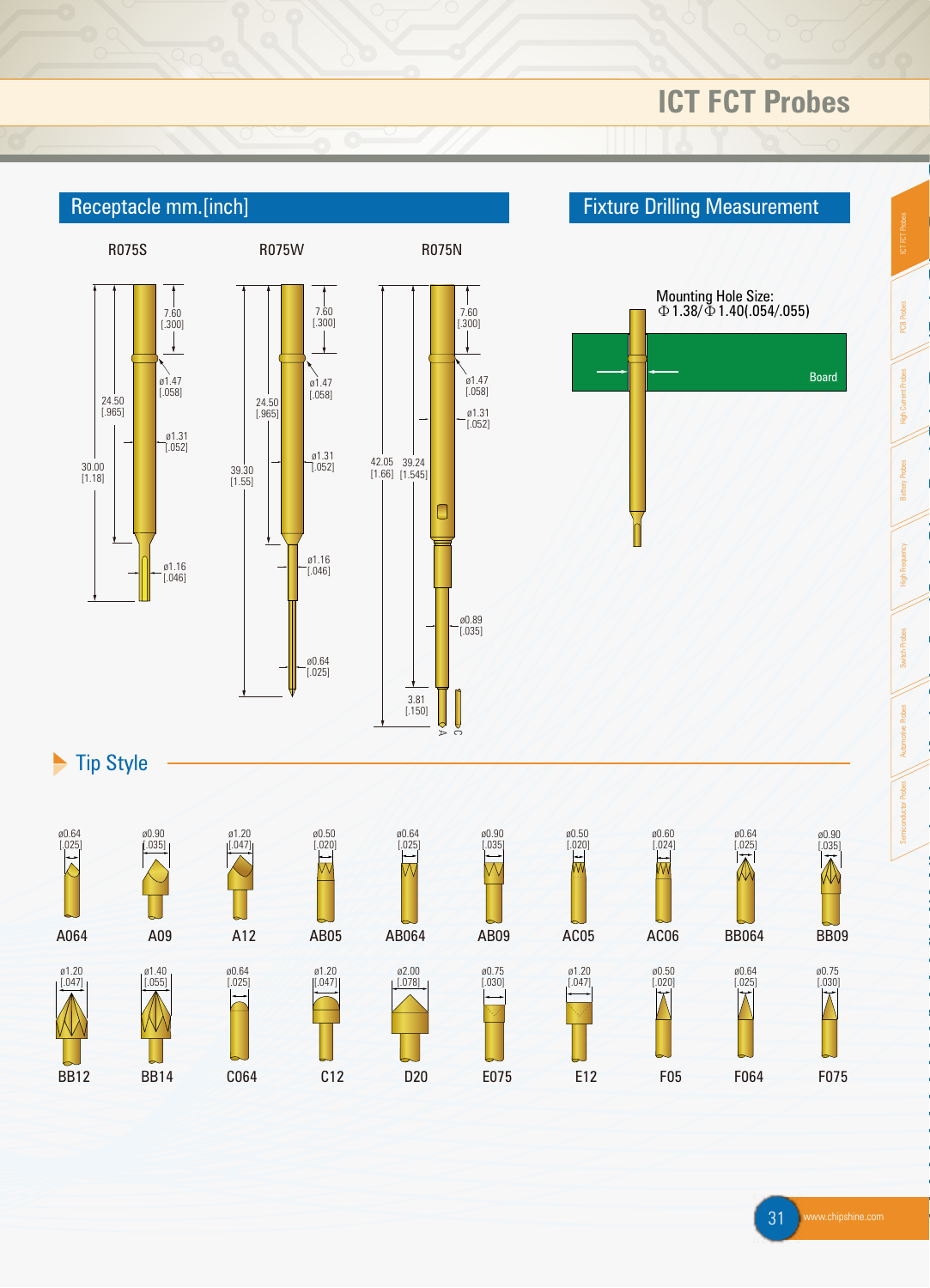# ICT FCT Probes

## Receptacle mm.[inch]

### R075S

- 7.60 [.300]
- ø1.47 [.058]
- 24.50 [.965]
- ø1.31 [.052]
- 30.00 [1.18]
- ø1.16 [.046]

### R075W

- 7.60 [.300]
- ø1.47 [.058]
- 24.50 [.965]
- ø1.31 [.052]
- 39.30 [1.55]
- ø1.16 [.046]
- ø0.64 [.025]

### R075N

- 7.60 [.300]
- ø1.47 [.058]
- ø1.31 [.052]
- 42.05 [1.66]
- 39.24 [1.545]
- ø0.89 [.035]
- 3.81 [.150]
- A
- C

## Fixture Drilling Measurement

Mounting Hole Size:
Φ1.38/Φ1.40(.054/.055)

Board

## Tip Style

| Tip | Diameter |
|---|---|
| A064 | ø0.64 [.025] |
| A09 | ø0.90 [.035] |
| A12 | ø1.20 [.047] |
| AB05 | ø0.50 [.020] |
| AB064 | ø0.64 [.025] |
| AB09 | ø0.90 [.035] |
| AC05 | ø0.50 [.020] |
| AC06 | ø0.60 [.024] |
| BB064 | ø0.64 [.025] |
| BB09 | ø0.90 [.035] |
| BB12 | ø1.20 [.047] |
| BB14 | ø1.40 [.055] |
| C064 | ø0.64 [.025] |
| C12 | ø1.20 [.047] |
| D20 | ø2.00 [.078] |
| E075 | ø0.75 [.030] |
| E12 | ø1.20 [.047] |
| F05 | ø0.50 [.020] |
| F064 | ø0.64 [.025] |
| F075 | ø0.75 [.030] |

www.chipshine.com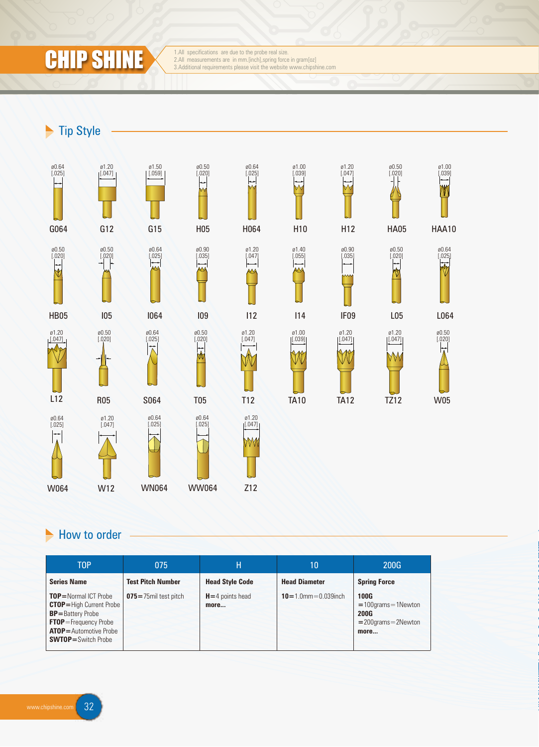CHIP SHINE

1.All specifications are due to the probe real size.
2.All measurements are in mm.[inch],spring force in gram[oz]
3.Additional requirements please visit the website www.chipshine.com

## Tip Style

ø0.64 [.025] G064

ø1.20 [.047] G12

ø1.50 [.059] G15

ø0.50 [.020] H05

ø0.64 [.025] H064

ø1.00 [.039] H10

ø1.20 [.047] H12

ø0.50 [.020] HA05

ø1.00 [.039] HAA10

ø0.50 [.020] HB05

ø0.50 [.020] I05

ø0.64 [.025] I064

ø0.90 [.035] I09

ø1.20 [.047] I12

ø1.40 [.055] I14

ø0.90 [.035] IF09

ø0.50 [.020] L05

ø0.64 [.025] L064

ø1.20 [.047] L12

ø0.50 [.020] R05

ø0.64 [.025] S064

ø0.50 [.020] T05

ø1.20 [.047] T12

ø1.00 [.039] TA10

ø1.20 [.047] TA12

ø1.20 [.047] TZ12

ø0.50 [.020] W05

ø0.64 [.025] W064

ø1.20 [.047] W12

ø0.64 [.025] WN064

ø0.64 [.025] WW064

ø1.20 [.047] Z12

## How to order

| TOP | 075 | H | 10 | 200G |
|---|---|---|---|---|
| **Series Name**<br><br>**TOP**=Normal ICT Probe<br>**CTOP**=High Current Probe<br>**BP**=Battery Probe<br>**FTOP**=Frequency Probe<br>**ATOP**=Automotive Probe<br>**SWTOP**=Switch Probe | **Test Pitch Number**<br><br>**075**=75mil test pitch | **Head Style Code**<br><br>**H**=4 points head<br>**more...** | **Head Diameter**<br><br>**10**=1.0mm=0.039inch | **Spring Force**<br><br>**100G**<br>=100grams=1Newton<br>**200G**<br>=200grams=2Newton<br>**more...** |

www.chipshine.com